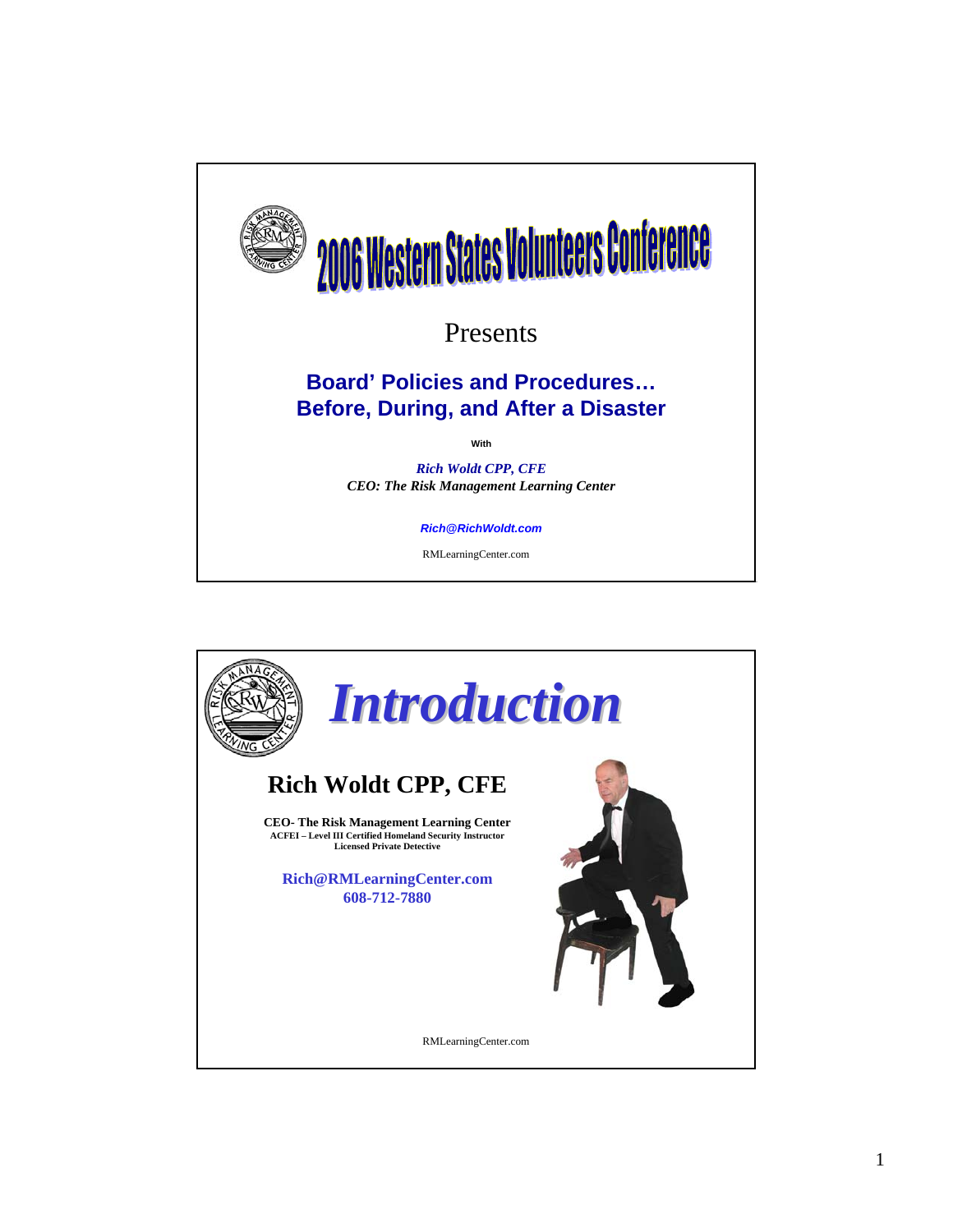# 2006 Western States Volunteers Conference

Presents

## Board' Policies and Procedures… Before, During, and After a Disaster

With

*Rich Woldt CPP, CFE*
*CEO: The Risk Management Learning Center*

*Rich@RichWoldt.com*

RMLearningCenter.com

---

# *Introduction*

## Rich Woldt CPP, CFE

**CEO- The Risk Management Learning Center**
**ACFEI – Level III Certified Homeland Security Instructor**
**Licensed Private Detective**

**Rich@RMLearningCenter.com**
**608-712-7880**

RMLearningCenter.com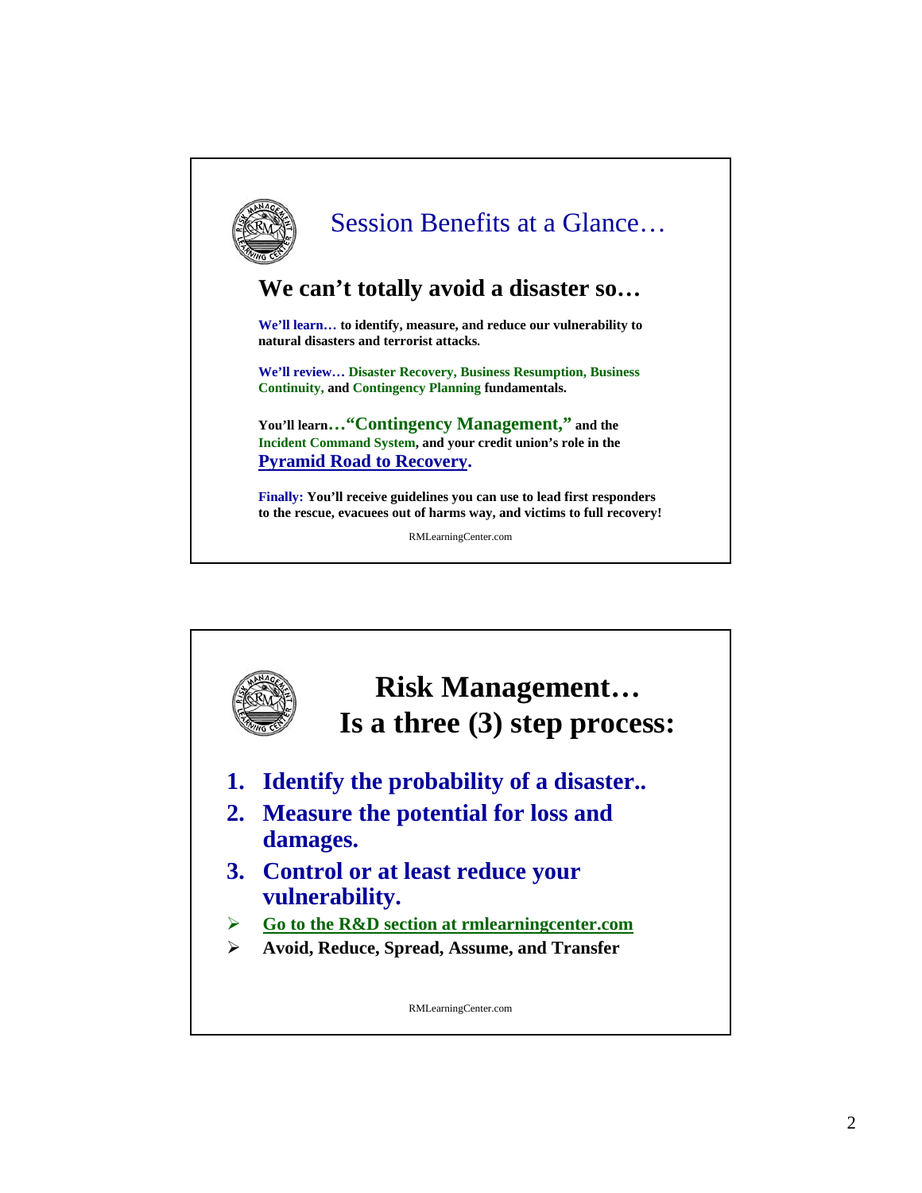## Session Benefits at a Glance…

### We can't totally avoid a disaster so…

**We'll learn… to identify, measure, and reduce our vulnerability to natural disasters and terrorist attacks.**

**We'll review… Disaster Recovery, Business Resumption, Business Continuity, and Contingency Planning fundamentals.**

**You'll learn…"Contingency Management," and the Incident Command System, and your credit union's role in the Pyramid Road to Recovery.**

**Finally: You'll receive guidelines you can use to lead first responders to the rescue, evacuees out of harms way, and victims to full recovery!**

RMLearningCenter.com

## Risk Management… Is a three (3) step process:

1. **Identify the probability of a disaster..**
2. **Measure the potential for loss and damages.**
3. **Control or at least reduce your vulnerability.**

- **Go to the R&D section at rmlearningcenter.com**
- **Avoid, Reduce, Spread, Assume, and Transfer**

RMLearningCenter.com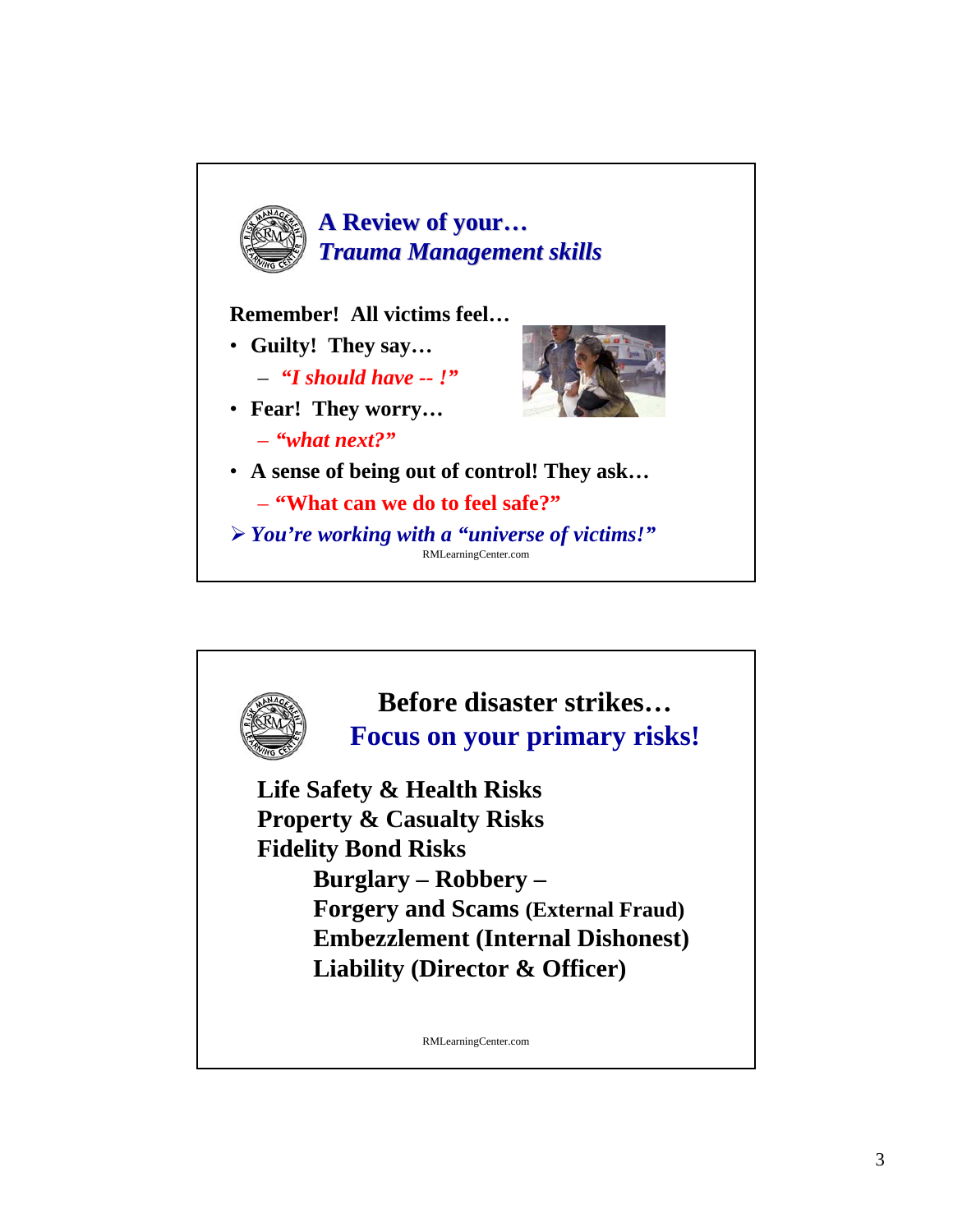## A Review of your…
## *Trauma Management skills*

**Remember! All victims feel…**

- **Guilty! They say…**
  - ***"I should have -- !"***
- **Fear! They worry…**
  - ***"what next?"***
- **A sense of being out of control! They ask…**
  - **"What can we do to feel safe?"**

➢ ***You're working with a "universe of victims!"***

RMLearningCenter.com

## Before disaster strikes…
## Focus on your primary risks!

**Life Safety & Health Risks**
**Property & Casualty Risks**
**Fidelity Bond Risks**

- **Burglary – Robbery –**
- **Forgery and Scams (External Fraud)**
- **Embezzlement (Internal Dishonest)**
- **Liability (Director & Officer)**

RMLearningCenter.com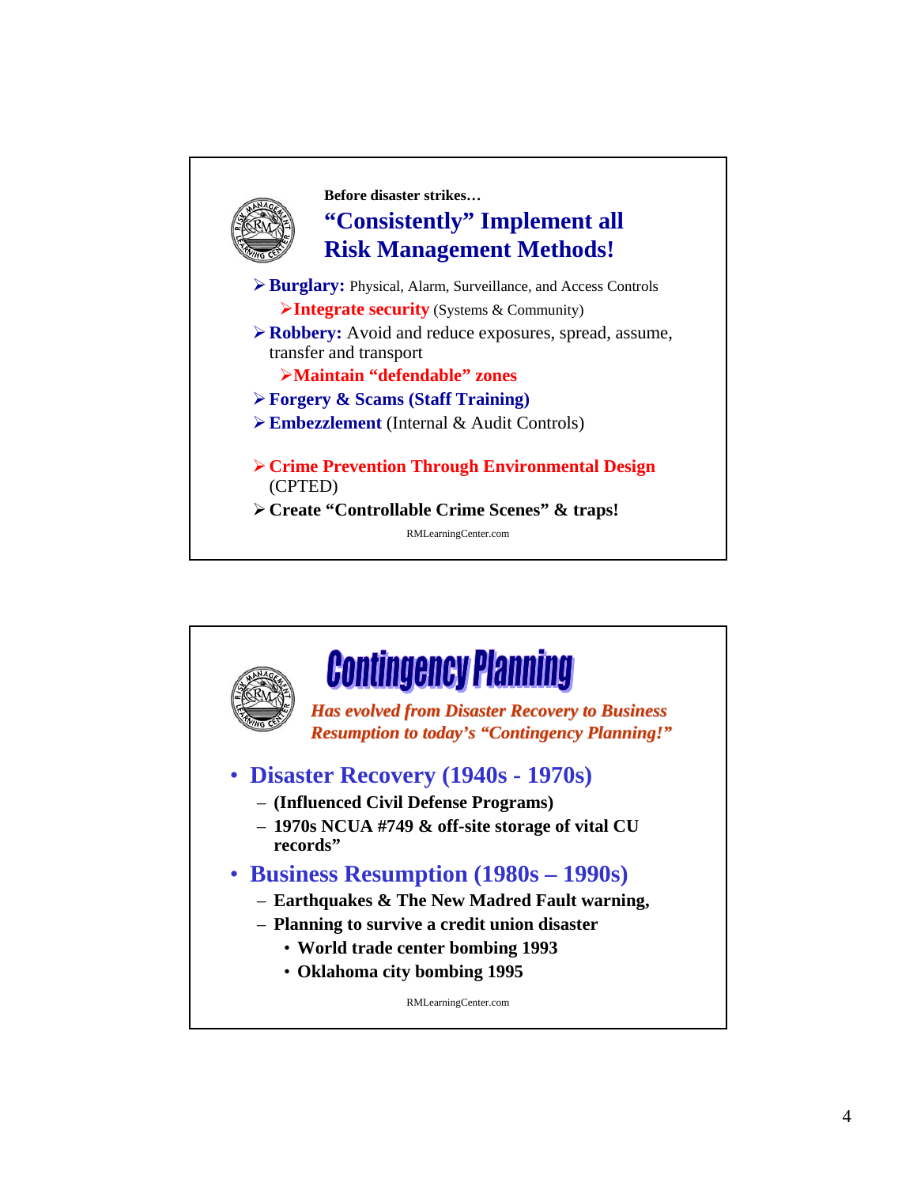Before disaster strikes…

## "Consistently" Implement all Risk Management Methods!

- **Burglary:** Physical, Alarm, Surveillance, and Access Controls
  - **Integrate security** (Systems & Community)
- **Robbery:** Avoid and reduce exposures, spread, assume, transfer and transport
  - **Maintain "defendable" zones**
- **Forgery & Scams (Staff Training)**
- **Embezzlement** (Internal & Audit Controls)
- **Crime Prevention Through Environmental Design** (CPTED)
- **Create "Controllable Crime Scenes" & traps!**

RMLearningCenter.com

## Contingency Planning

***Has evolved from Disaster Recovery to Business Resumption to today's "Contingency Planning!"***

- **Disaster Recovery (1940s - 1970s)**
  - **(Influenced Civil Defense Programs)**
  - **1970s NCUA #749 & off-site storage of vital CU records"**
- **Business Resumption (1980s – 1990s)**
  - **Earthquakes & The New Madred Fault warning,**
  - **Planning to survive a credit union disaster**
    - **World trade center bombing 1993**
    - **Oklahoma city bombing 1995**

RMLearningCenter.com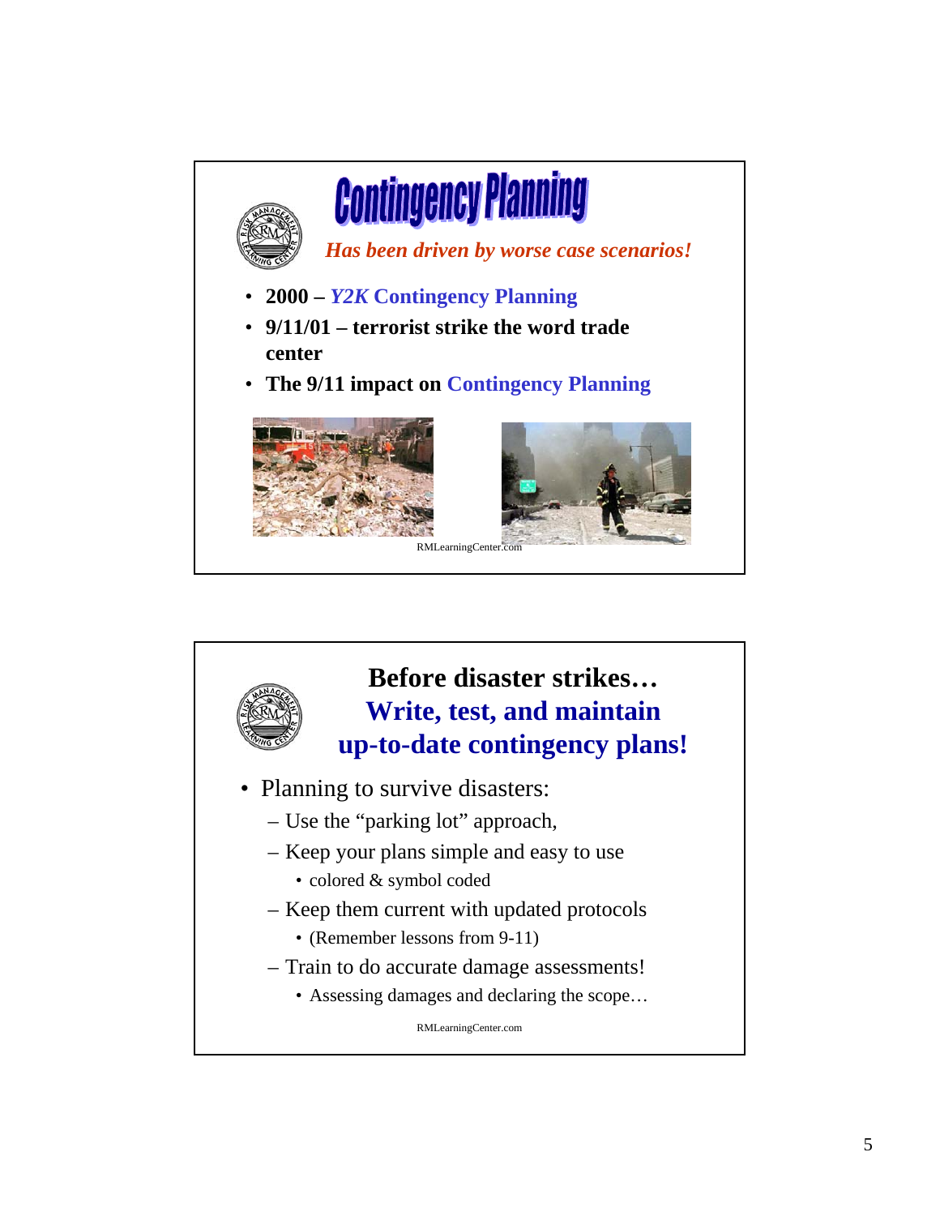# Contingency Planning

*Has been driven by worse case scenarios!*

- **2000 – *Y2K* Contingency Planning**
- **9/11/01 – terrorist strike the word trade center**
- **The 9/11 impact on Contingency Planning**

RMLearningCenter.com

---

# Before disaster strikes…
## Write, test, and maintain up-to-date contingency plans!

- Planning to survive disasters:
  - Use the "parking lot" approach,
  - Keep your plans simple and easy to use
    - colored & symbol coded
  - Keep them current with updated protocols
    - (Remember lessons from 9-11)
  - Train to do accurate damage assessments!
    - Assessing damages and declaring the scope…

RMLearningCenter.com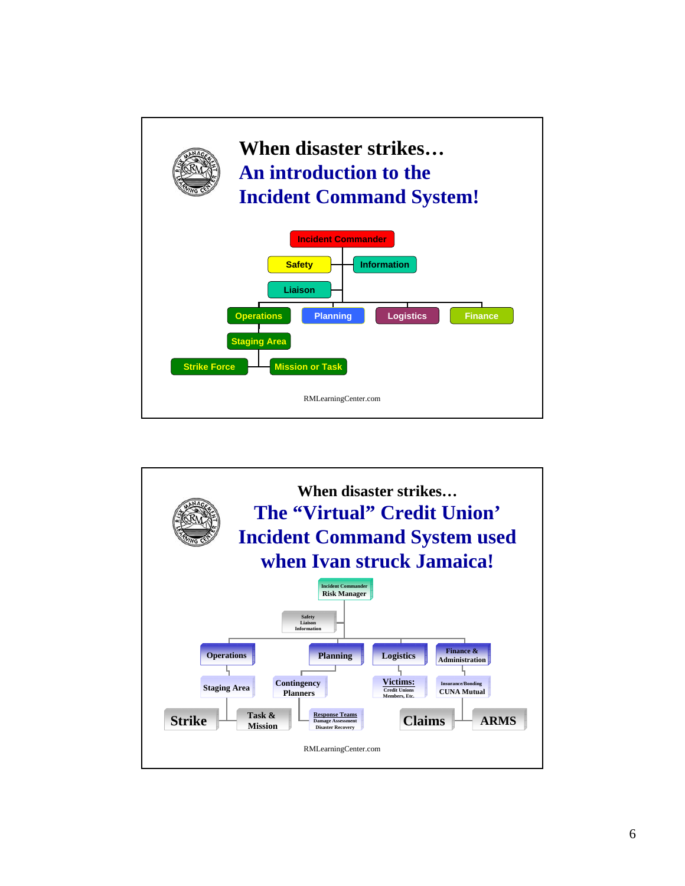# When disaster strikes…

## An introduction to the Incident Command System!

- Incident Commander
  - Safety
  - Information
  - Liaison
  - Operations
    - Staging Area
      - Strike Force
      - Mission or Task
  - Planning
  - Logistics
  - Finance

RMLearningCenter.com

# When disaster strikes…

## The "Virtual" Credit Union' Incident Command System used when Ivan struck Jamaica!

- Incident Commander
  Risk Manager
  - Safety
    Liaison
    Information
  - Operations
    - Staging Area
      - Strike
      - Task & Mission
  - Planning
    - Contingency Planners
      - Response Teams
        Damage Assessment
        Disaster Recovery
  - Logistics
    - Victims:
      Credit Unions
      Members, Etc.
  - Finance & Administration
    - Insurance/Bonding
      CUNA Mutual
      - Claims
      - ARMS

RMLearningCenter.com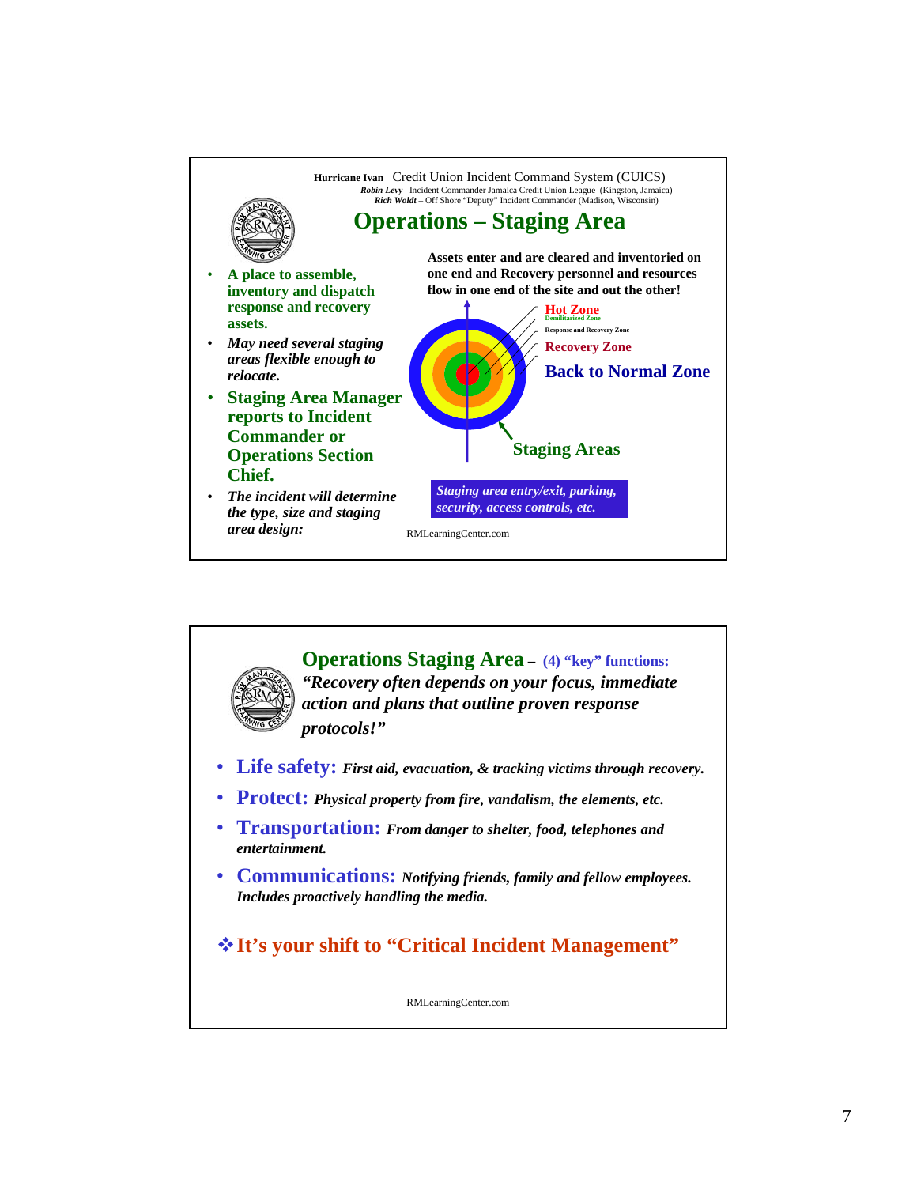Hurricane Ivan – Credit Union Incident Command System (CUICS)

***Robin Levy*** – Incident Commander Jamaica Credit Union League (Kingston, Jamaica)
***Rich Woldt*** – Off Shore "Deputy" Incident Commander (Madison, Wisconsin)

## Operations – Staging Area

- **A place to assemble, inventory and dispatch response and recovery assets.**
- ***May need several staging areas flexible enough to relocate.***
- **Staging Area Manager reports to Incident Commander or Operations Section Chief.**
- ***The incident will determine the type, size and staging area design:***

**Assets enter and are cleared and inventoried on one end and Recovery personnel and resources flow in one end of the site and out the other!**

Hot Zone
Demilitarized Zone
Response and Recovery Zone
Recovery Zone
Back to Normal Zone

Staging Areas

***Staging area entry/exit, parking, security, access controls, etc.***

RMLearningCenter.com

## Operations Staging Area – (4) "key" functions:

***"Recovery often depends on your focus, immediate action and plans that outline proven response protocols!"***

- **Life safety:** ***First aid, evacuation, & tracking victims through recovery.***
- **Protect:** ***Physical property from fire, vandalism, the elements, etc.***
- **Transportation:** ***From danger to shelter, food, telephones and entertainment.***
- **Communications:** ***Notifying friends, family and fellow employees. Includes proactively handling the media.***

❖ **It's your shift to "Critical Incident Management"**

RMLearningCenter.com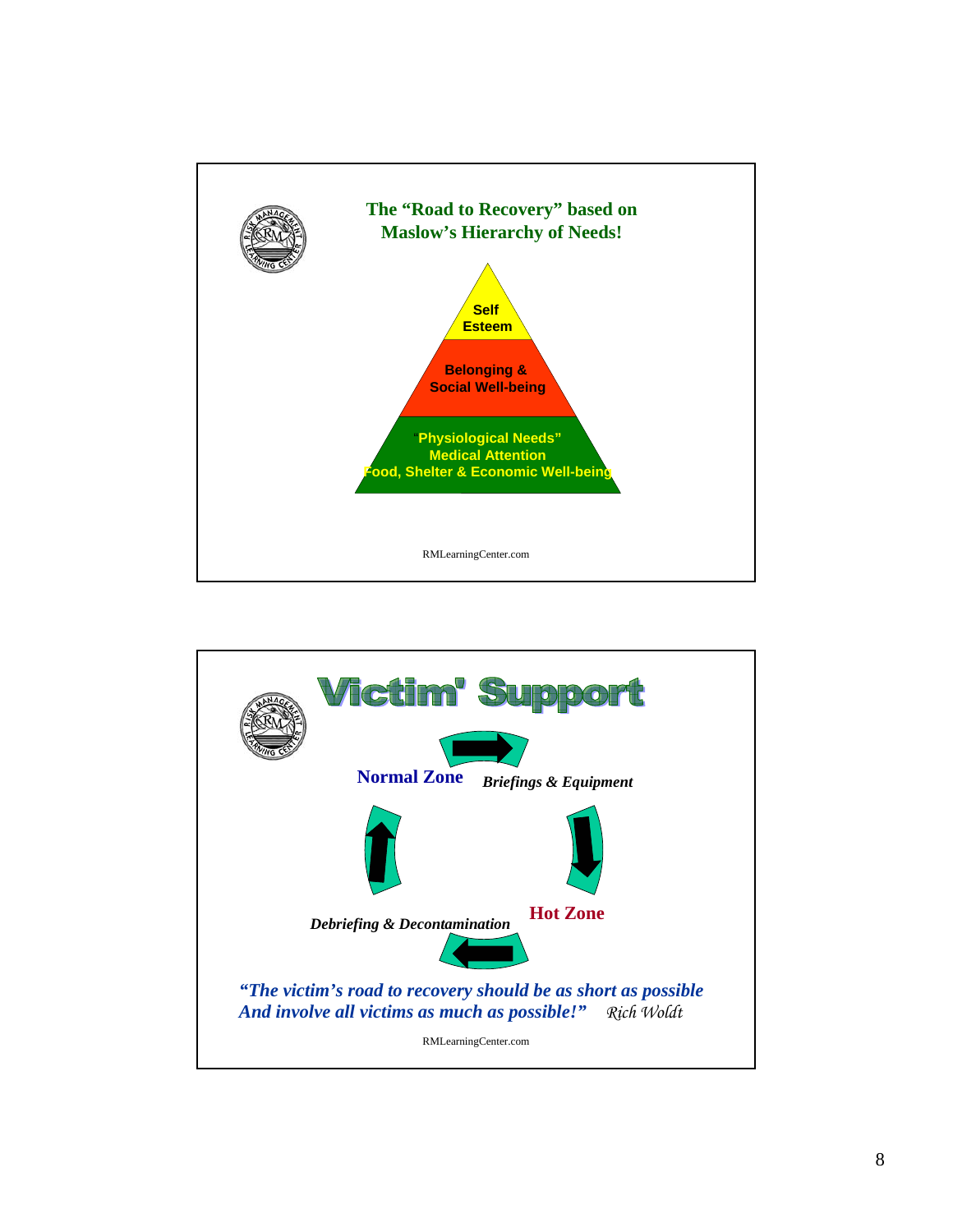## The "Road to Recovery" based on Maslow's Hierarchy of Needs!

- Self Esteem
- Belonging & Social Well-being
- Physiological Needs" Medical Attention Food, Shelter & Economic Well-being

RMLearningCenter.com

## Victim' Support

**Normal Zone**

*Briefings & Equipment*

**Hot Zone**

*Debriefing & Decontamination*

*"The victim's road to recovery should be as short as possible And involve all victims as much as possible!"* Rich Woldt

RMLearningCenter.com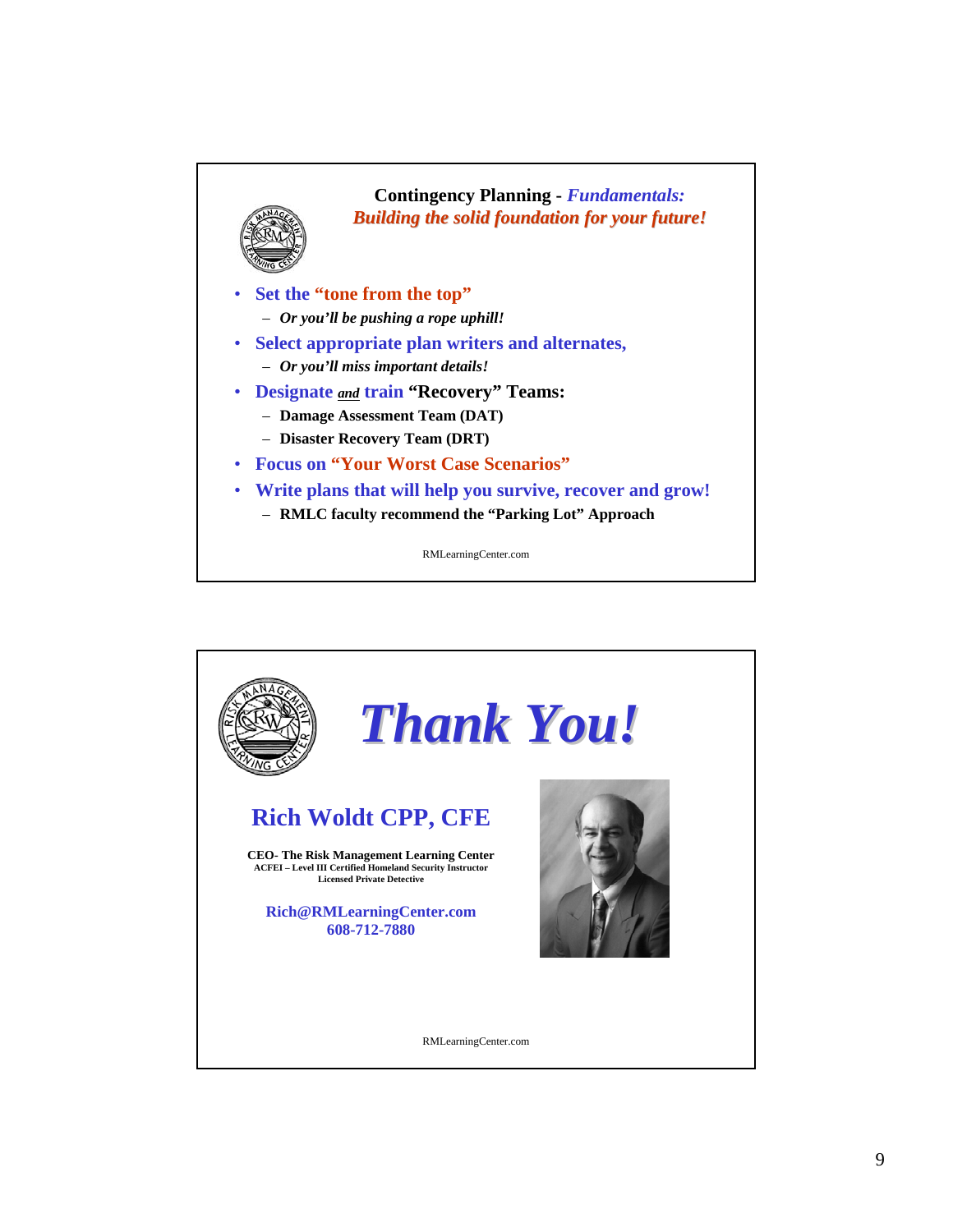## Contingency Planning - *Fundamentals:*
### *Building the solid foundation for your future!*

- **Set the "tone from the top"**
  - ***Or you'll be pushing a rope uphill!***
- **Select appropriate plan writers and alternates,**
  - ***Or you'll miss important details!***
- **Designate *and* train "Recovery" Teams:**
  - **Damage Assessment Team (DAT)**
  - **Disaster Recovery Team (DRT)**
- **Focus on "Your Worst Case Scenarios"**
- **Write plans that will help you survive, recover and grow!**
  - **RMLC faculty recommend the "Parking Lot" Approach**

RMLearningCenter.com

# *Thank You!*

## Rich Woldt CPP, CFE

**CEO- The Risk Management Learning Center**
**ACFEI – Level III Certified Homeland Security Instructor**
**Licensed Private Detective**

**Rich@RMLearningCenter.com**
**608-712-7880**

RMLearningCenter.com